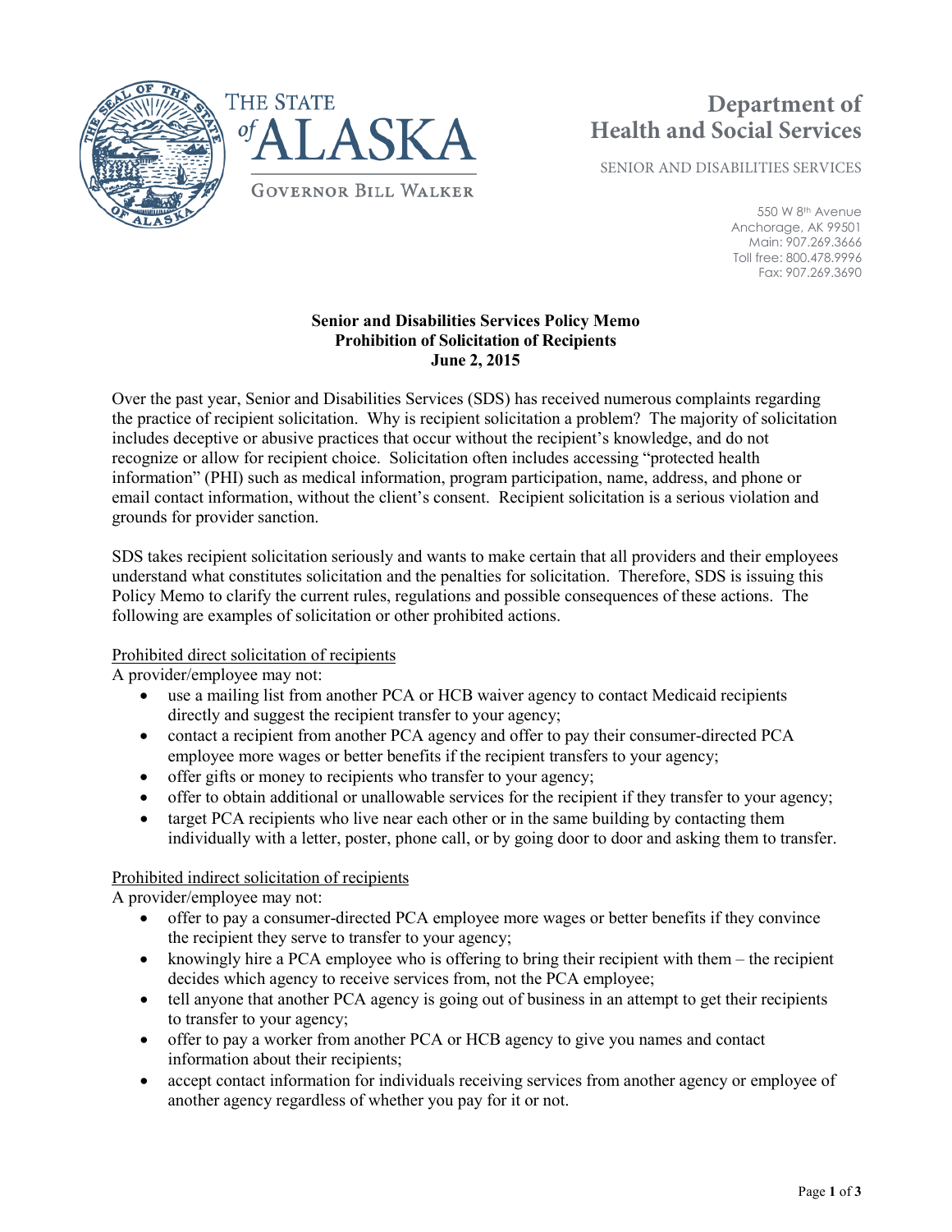THE STATE of ALASKA

GOVERNOR BILL WALKER

**Department of Health and Social Services**

SENIOR AND DISABILITIES SERVICES

550 W 8th Avenue
Anchorage, AK 99501
Main: 907.269.3666
Toll free: 800.478.9996
Fax: 907.269.3690

**Senior and Disabilities Services Policy Memo**
**Prohibition of Solicitation of Recipients**
**June 2, 2015**

Over the past year, Senior and Disabilities Services (SDS) has received numerous complaints regarding the practice of recipient solicitation. Why is recipient solicitation a problem? The majority of solicitation includes deceptive or abusive practices that occur without the recipient's knowledge, and do not recognize or allow for recipient choice. Solicitation often includes accessing "protected health information" (PHI) such as medical information, program participation, name, address, and phone or email contact information, without the client's consent. Recipient solicitation is a serious violation and grounds for provider sanction.

SDS takes recipient solicitation seriously and wants to make certain that all providers and their employees understand what constitutes solicitation and the penalties for solicitation. Therefore, SDS is issuing this Policy Memo to clarify the current rules, regulations and possible consequences of these actions. The following are examples of solicitation or other prohibited actions.

Prohibited direct solicitation of recipients

A provider/employee may not:

- use a mailing list from another PCA or HCB waiver agency to contact Medicaid recipients directly and suggest the recipient transfer to your agency;
- contact a recipient from another PCA agency and offer to pay their consumer-directed PCA employee more wages or better benefits if the recipient transfers to your agency;
- offer gifts or money to recipients who transfer to your agency;
- offer to obtain additional or unallowable services for the recipient if they transfer to your agency;
- target PCA recipients who live near each other or in the same building by contacting them individually with a letter, poster, phone call, or by going door to door and asking them to transfer.

Prohibited indirect solicitation of recipients

A provider/employee may not:

- offer to pay a consumer-directed PCA employee more wages or better benefits if they convince the recipient they serve to transfer to your agency;
- knowingly hire a PCA employee who is offering to bring their recipient with them – the recipient decides which agency to receive services from, not the PCA employee;
- tell anyone that another PCA agency is going out of business in an attempt to get their recipients to transfer to your agency;
- offer to pay a worker from another PCA or HCB agency to give you names and contact information about their recipients;
- accept contact information for individuals receiving services from another agency or employee of another agency regardless of whether you pay for it or not.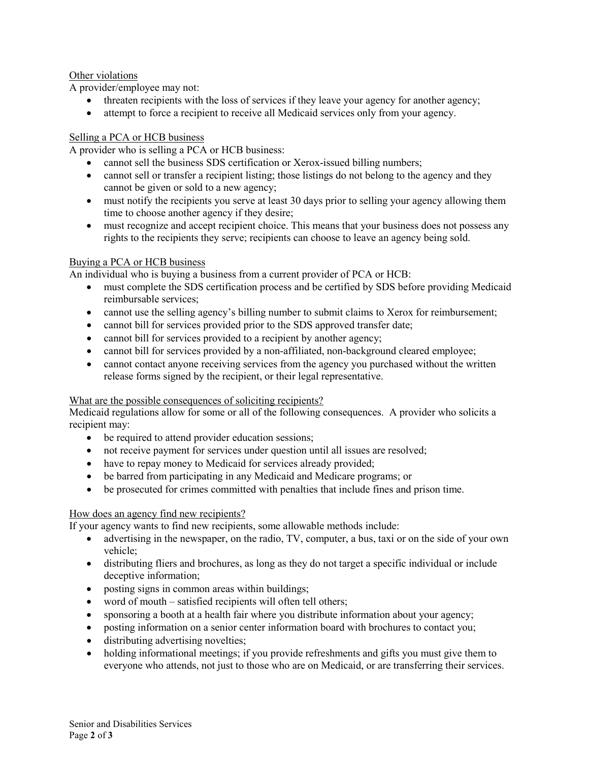Other violations

A provider/employee may not:

- threaten recipients with the loss of services if they leave your agency for another agency;
- attempt to force a recipient to receive all Medicaid services only from your agency.

Selling a PCA or HCB business

A provider who is selling a PCA or HCB business:

- cannot sell the business SDS certification or Xerox-issued billing numbers;
- cannot sell or transfer a recipient listing; those listings do not belong to the agency and they cannot be given or sold to a new agency;
- must notify the recipients you serve at least 30 days prior to selling your agency allowing them time to choose another agency if they desire;
- must recognize and accept recipient choice. This means that your business does not possess any rights to the recipients they serve; recipients can choose to leave an agency being sold.

Buying a PCA or HCB business

An individual who is buying a business from a current provider of PCA or HCB:

- must complete the SDS certification process and be certified by SDS before providing Medicaid reimbursable services;
- cannot use the selling agency's billing number to submit claims to Xerox for reimbursement;
- cannot bill for services provided prior to the SDS approved transfer date;
- cannot bill for services provided to a recipient by another agency;
- cannot bill for services provided by a non-affiliated, non-background cleared employee;
- cannot contact anyone receiving services from the agency you purchased without the written release forms signed by the recipient, or their legal representative.

What are the possible consequences of soliciting recipients?

Medicaid regulations allow for some or all of the following consequences. A provider who solicits a recipient may:

- be required to attend provider education sessions;
- not receive payment for services under question until all issues are resolved;
- have to repay money to Medicaid for services already provided;
- be barred from participating in any Medicaid and Medicare programs; or
- be prosecuted for crimes committed with penalties that include fines and prison time.

How does an agency find new recipients?

If your agency wants to find new recipients, some allowable methods include:

- advertising in the newspaper, on the radio, TV, computer, a bus, taxi or on the side of your own vehicle;
- distributing fliers and brochures, as long as they do not target a specific individual or include deceptive information;
- posting signs in common areas within buildings;
- word of mouth – satisfied recipients will often tell others;
- sponsoring a booth at a health fair where you distribute information about your agency;
- posting information on a senior center information board with brochures to contact you;
- distributing advertising novelties;
- holding informational meetings; if you provide refreshments and gifts you must give them to everyone who attends, not just to those who are on Medicaid, or are transferring their services.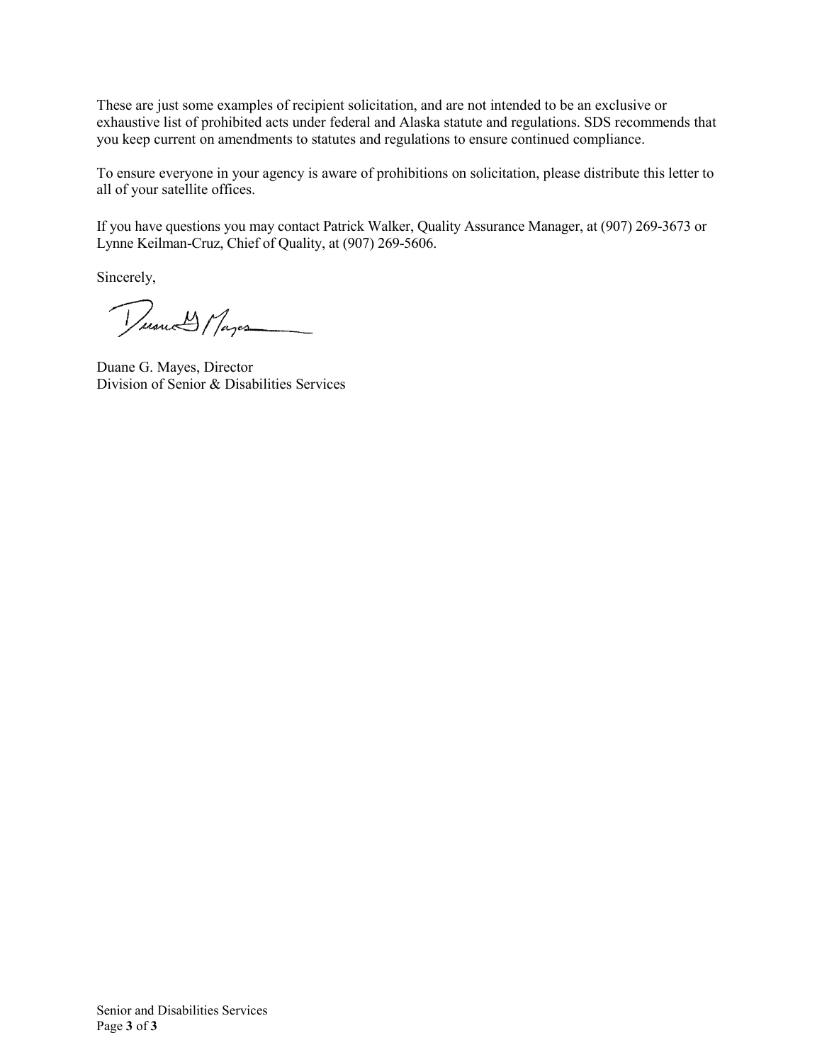These are just some examples of recipient solicitation, and are not intended to be an exclusive or exhaustive list of prohibited acts under federal and Alaska statute and regulations. SDS recommends that you keep current on amendments to statutes and regulations to ensure continued compliance.

To ensure everyone in your agency is aware of prohibitions on solicitation, please distribute this letter to all of your satellite offices.

If you have questions you may contact Patrick Walker, Quality Assurance Manager, at (907) 269-3673 or Lynne Keilman-Cruz, Chief of Quality, at (907) 269-5606.

Sincerely,

Duane G. Mayes, Director
Division of Senior & Disabilities Services